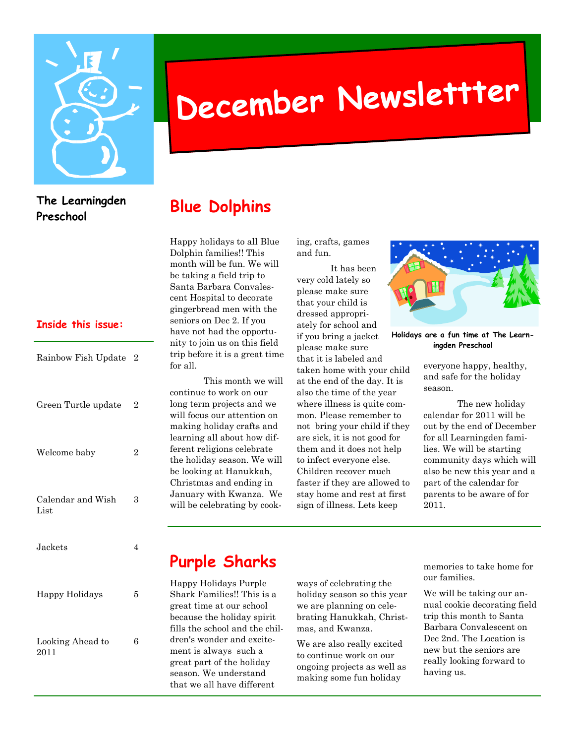# December Newslettter

**The Learningden Preschool**

**Inside this issue:**

| | |
|---|---|
| Rainbow Fish Update | 2 |
| Green Turtle update | 2 |
| Welcome baby | 2 |
| Calendar and Wish List | 3 |
| Jackets | 4 |
| Happy Holidays | 5 |
| Looking Ahead to 2011 | 6 |

## Blue Dolphins

Happy holidays to all Blue Dolphin families!! This month will be fun. We will be taking a field trip to Santa Barbara Convalescent Hospital to decorate gingerbread men with the seniors on Dec 2. If you have not had the opportunity to join us on this field trip before it is a great time for all.

This month we will continue to work on our long term projects and we will focus our attention on making holiday crafts and learning all about how different religions celebrate the holiday season. We will be looking at Hanukkah, Christmas and ending in January with Kwanza. We will be celebrating by cooking, crafts, games and fun.

It has been very cold lately so please make sure that your child is dressed appropriately for school and if you bring a jacket please make sure that it is labeled and taken home with your child at the end of the day. It is also the time of the year where illness is quite common. Please remember to not bring your child if they are sick, it is not good for them and it does not help to infect everyone else. Children recover much faster if they are allowed to stay home and rest at first sign of illness. Lets keep everyone happy, healthy, and safe for the holiday season.

Holidays are a fun time at The Learningden Preschool

The new holiday calendar for 2011 will be out by the end of December for all Learningden families. We will be starting community days which will also be new this year and a part of the calendar for parents to be aware of for 2011.

## Purple Sharks

Happy Holidays Purple Shark Families!! This is a great time at our school because the holiday spirit fills the school and the children's wonder and excitement is always such a great part of the holiday season. We understand that we all have different ways of celebrating the holiday season so this year we are planning on celebrating Hanukkah, Christmas, and Kwanza.

We are also really excited to continue work on our ongoing projects as well as making some fun holiday memories to take home for our families.

We will be taking our annual cookie decorating field trip this month to Santa Barbara Convalescent on Dec 2nd. The Location is new but the seniors are really looking forward to having us.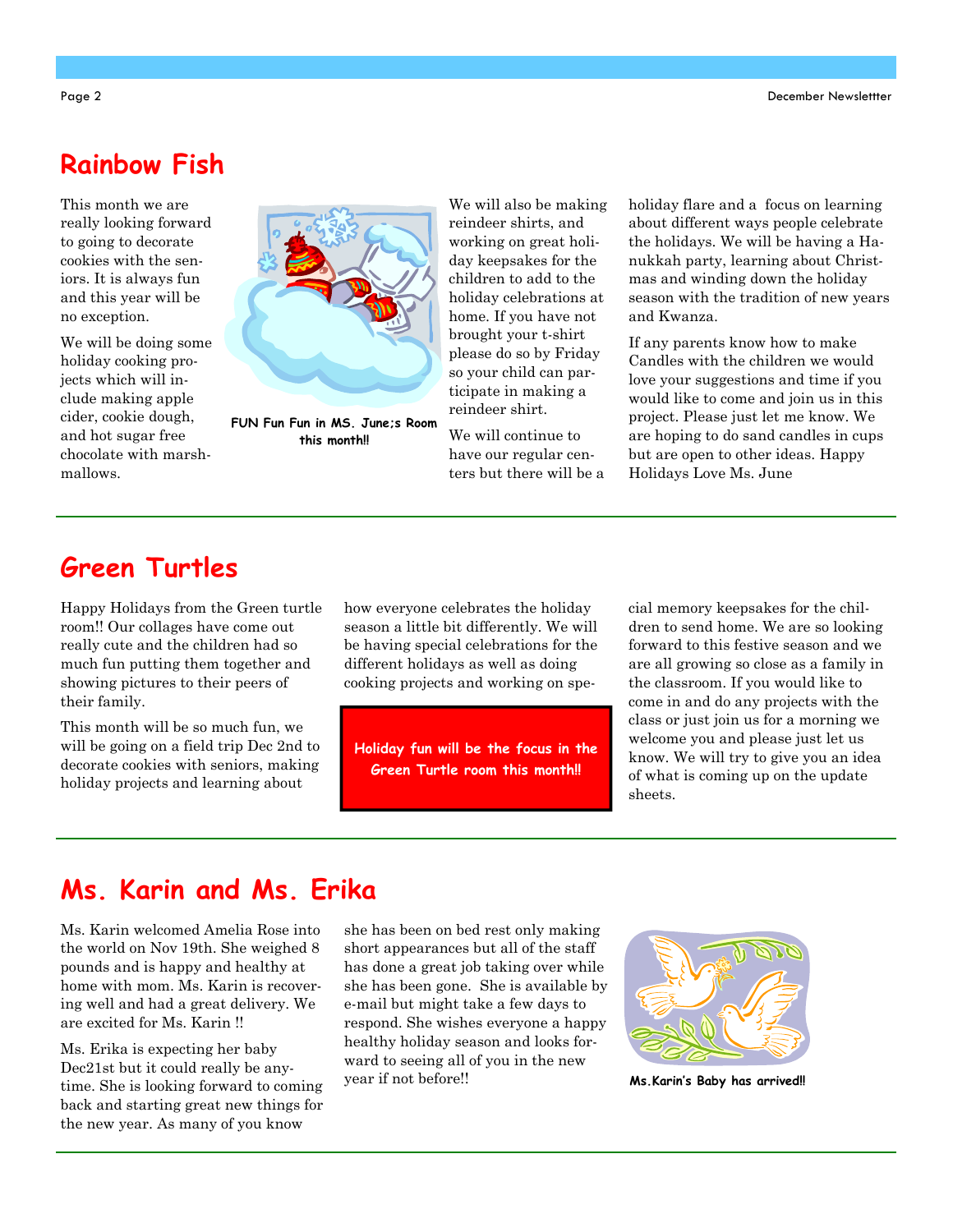## Rainbow Fish

This month we are really looking forward to going to decorate cookies with the seniors. It is always fun and this year will be no exception.

We will be doing some holiday cooking projects which will include making apple cider, cookie dough, and hot sugar free chocolate with marshmallows.

**FUN Fun Fun in MS. June;s Room this month!!**

We will also be making reindeer shirts, and working on great holiday keepsakes for the children to add to the holiday celebrations at home. If you have not brought your t-shirt please do so by Friday so your child can participate in making a reindeer shirt.

We will continue to have our regular centers but there will be a holiday flare and a focus on learning about different ways people celebrate the holidays. We will be having a Hanukkah party, learning about Christmas and winding down the holiday season with the tradition of new years and Kwanza.

If any parents know how to make Candles with the children we would love your suggestions and time if you would like to come and join us in this project. Please just let me know. We are hoping to do sand candles in cups but are open to other ideas. Happy Holidays Love Ms. June

## Green Turtles

Happy Holidays from the Green turtle room!! Our collages have come out really cute and the children had so much fun putting them together and showing pictures to their peers of their family.

This month will be so much fun, we will be going on a field trip Dec 2nd to decorate cookies with seniors, making holiday projects and learning about how everyone celebrates the holiday season a little bit differently. We will be having special celebrations for the different holidays as well as doing cooking projects and working on special memory keepsakes for the children to send home. We are so looking forward to this festive season and we are all growing so close as a family in the classroom. If you would like to come in and do any projects with the class or just join us for a morning we welcome you and please just let us know. We will try to give you an idea of what is coming up on the update sheets.

**Holiday fun will be the focus in the Green Turtle room this month!!**

## Ms. Karin and Ms. Erika

Ms. Karin welcomed Amelia Rose into the world on Nov 19th. She weighed 8 pounds and is happy and healthy at home with mom. Ms. Karin is recovering well and had a great delivery. We are excited for Ms. Karin !!

Ms. Erika is expecting her baby Dec21st but it could really be anytime. She is looking forward to coming back and starting great new things for the new year. As many of you know she has been on bed rest only making short appearances but all of the staff has done a great job taking over while she has been gone. She is available by e-mail but might take a few days to respond. She wishes everyone a happy healthy holiday season and looks forward to seeing all of you in the new year if not before!!

**Ms.Karin's Baby has arrived!!**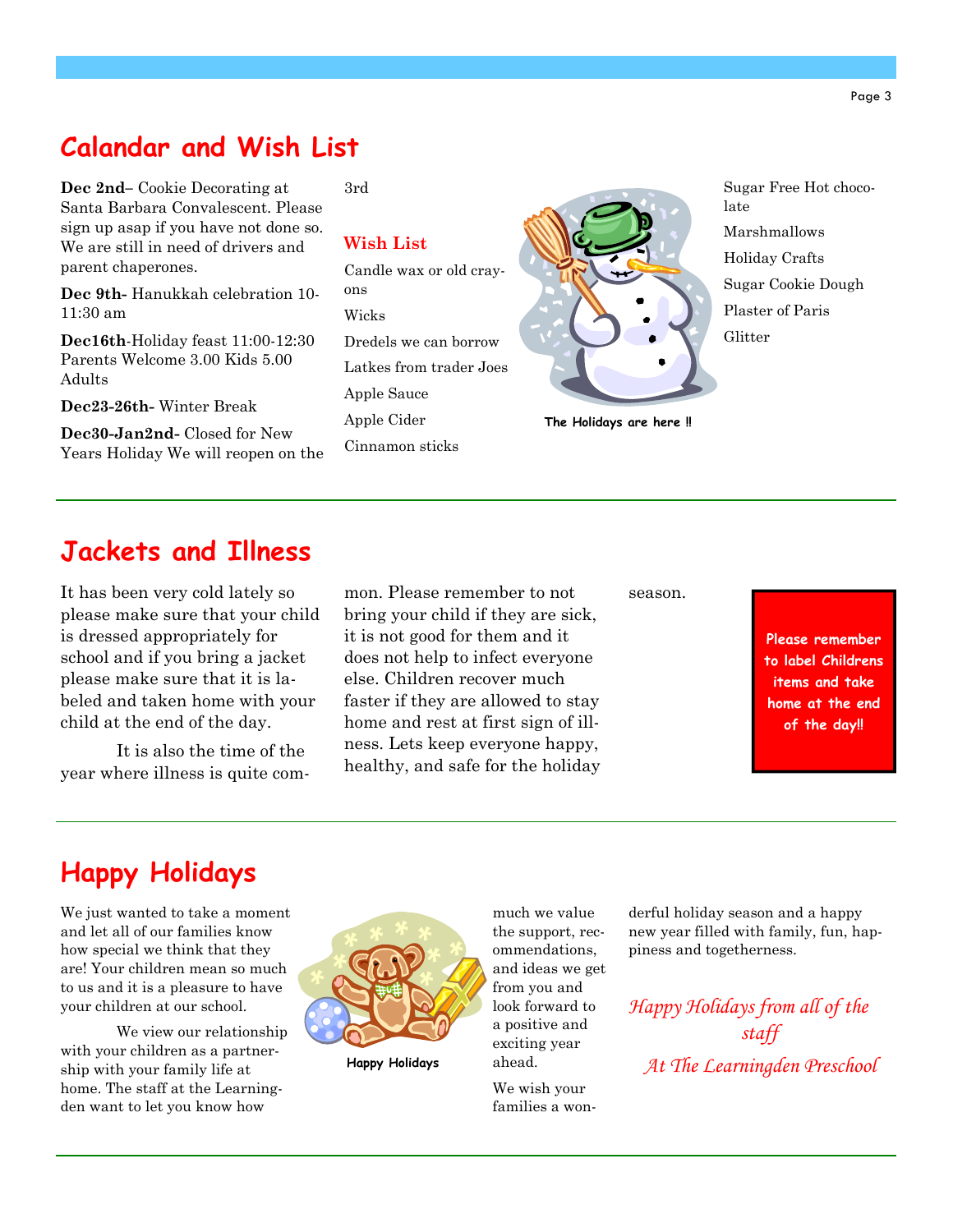## Calandar and Wish List

**Dec 2nd**– Cookie Decorating at Santa Barbara Convalescent. Please sign up asap if you have not done so. We are still in need of drivers and parent chaperones.

**Dec 9th-** Hanukkah celebration 10-11:30 am

**Dec16th**-Holiday feast 11:00-12:30 Parents Welcome 3.00 Kids 5.00 Adults

**Dec23-26th-** Winter Break

**Dec30-Jan2nd-** Closed for New Years Holiday We will reopen on the 3rd

### Wish List

Candle wax or old crayons

Wicks

Dredels we can borrow

Latkes from trader Joes

Apple Sauce

Apple Cider

Cinnamon sticks

Sugar Free Hot chocolate

Marshmallows

Holiday Crafts

Sugar Cookie Dough

Plaster of Paris

Glitter

The Holidays are here !!

## Jackets and Illness

It has been very cold lately so please make sure that your child is dressed appropriately for school and if you bring a jacket please make sure that it is labeled and taken home with your child at the end of the day.

It is also the time of the year where illness is quite common. Please remember to not bring your child if they are sick, it is not good for them and it does not help to infect everyone else. Children recover much faster if they are allowed to stay home and rest at first sign of illness. Lets keep everyone happy, healthy, and safe for the holiday season.

**Please remember to label Childrens items and take home at the end of the day!!**

## Happy Holidays

We just wanted to take a moment and let all of our families know how special we think that they are! Your children mean so much to us and it is a pleasure to have your children at our school.

We view our relationship with your children as a partnership with your family life at home. The staff at the Learningden want to let you know how much we value the support, recommendations, and ideas we get from you and look forward to a positive and exciting year ahead.

We wish your families a wonderful holiday season and a happy new year filled with family, fun, happiness and togetherness.

Happy Holidays

*Happy Holidays from all of the staff*

*At The Learningden Preschool*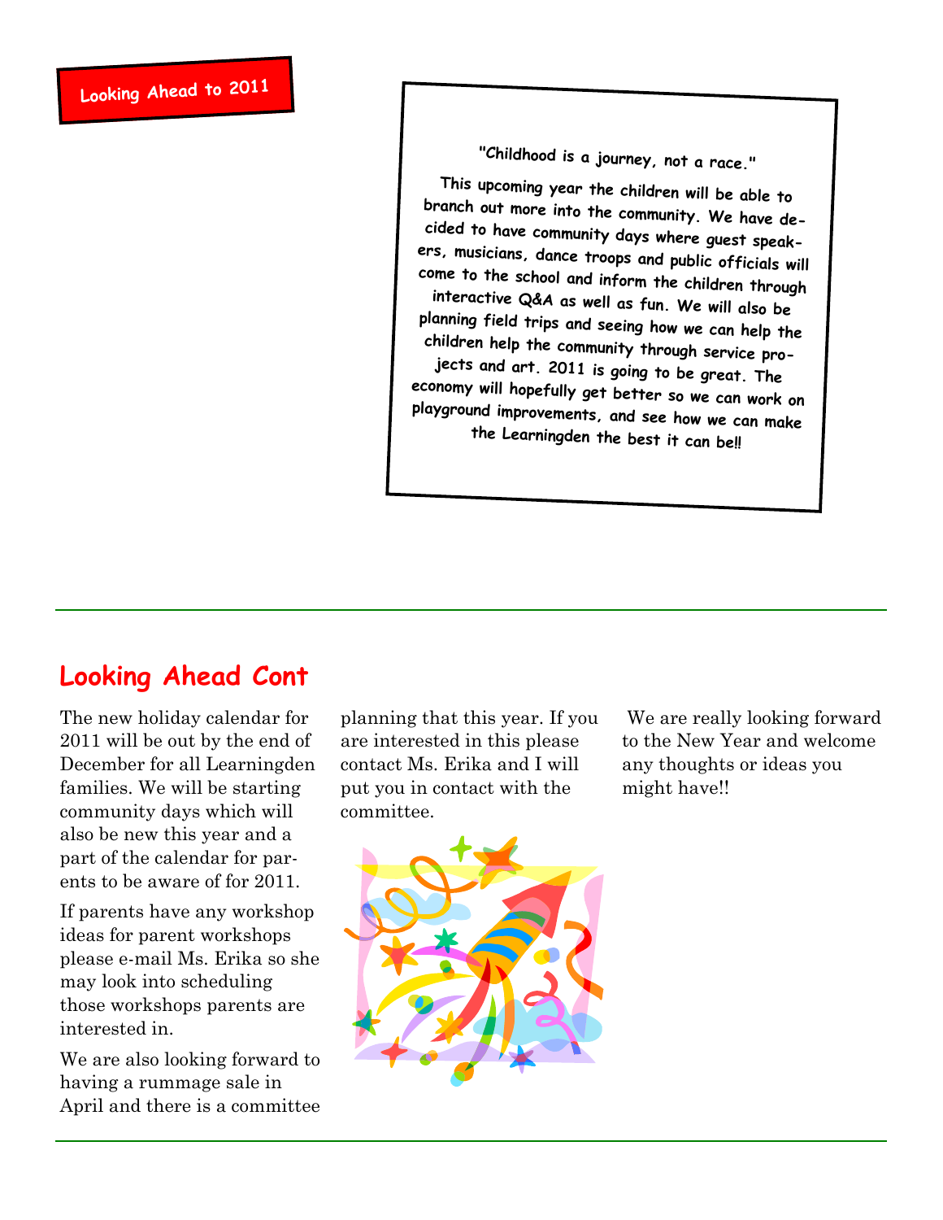## Looking Ahead to 2011

**"Childhood is a journey, not a race."**

**This upcoming year the children will be able to branch out more into the community. We have decided to have community days where guest speakers, musicians, dance troops and public officials will come to the school and inform the children through interactive Q&A as well as fun. We will also be planning field trips and seeing how we can help the children help the community through service projects and art. 2011 is going to be great. The economy will hopefully get better so we can work on playground improvements, and see how we can make the Learningden the best it can be!!**

## Looking Ahead Cont

The new holiday calendar for 2011 will be out by the end of December for all Learningden families. We will be starting community days which will also be new this year and a part of the calendar for parents to be aware of for 2011.

If parents have any workshop ideas for parent workshops please e-mail Ms. Erika so she may look into scheduling those workshops parents are interested in.

We are also looking forward to having a rummage sale in April and there is a committee planning that this year. If you are interested in this please contact Ms. Erika and I will put you in contact with the committee.

We are really looking forward to the New Year and welcome any thoughts or ideas you might have!!